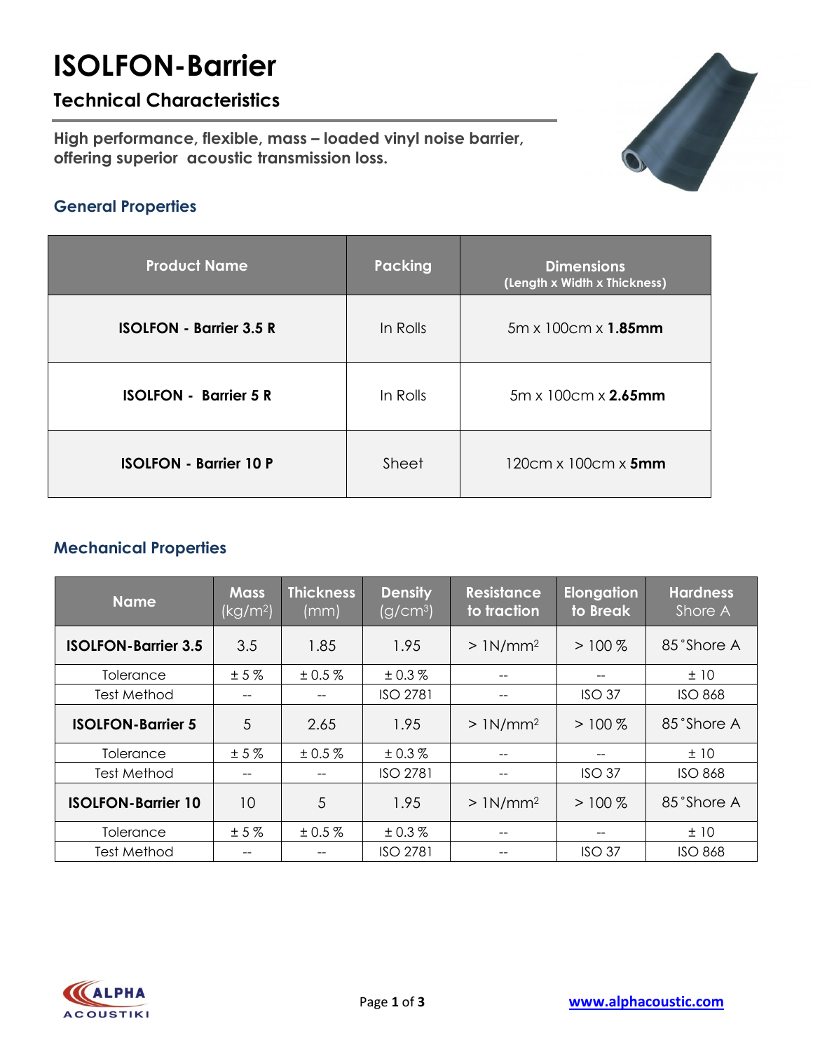# ISOLFON-Barrier

## Technical Characteristics

**High performance, flexible, mass – loaded vinyl noise barrier, offering superior acoustic transmission loss.**

### General Properties

| Product Name | Packing | Dimensions (Length x Width x Thickness) |
|---|---|---|
| **ISOLFON - Barrier 3.5 R** | In Rolls | 5m x 100cm x **1.85mm** |
| **ISOLFON - Barrier 5 R** | In Rolls | 5m x 100cm x **2.65mm** |
| **ISOLFON - Barrier 10 P** | Sheet | 120cm x 100cm x **5mm** |

### Mechanical Properties

| Name | Mass (kg/m$^2$) | Thickness (mm) | Density (g/cm$^3$) | Resistance to traction | Elongation to Break | Hardness Shore A |
|---|---|---|---|---|---|---|
| **ISOLFON-Barrier 3.5** | 3.5 | 1.85 | 1.95 | > 1N/mm$^2$ | > 100 % | 85 °Shore A |
| Tolerance | ± 5 % | ± 0.5 % | ± 0.3 % | -- | -- | ± 10 |
| Test Method | -- | -- | ISO 2781 | -- | ISO 37 | ISO 868 |
| **ISOLFON-Barrier 5** | 5 | 2.65 | 1.95 | > 1N/mm$^2$ | > 100 % | 85 °Shore A |
| Tolerance | ± 5 % | ± 0.5 % | ± 0.3 % | -- | -- | ± 10 |
| Test Method | -- | -- | ISO 2781 | -- | ISO 37 | ISO 868 |
| **ISOLFON-Barrier 10** | 10 | 5 | 1.95 | > 1N/mm$^2$ | > 100 % | 85 °Shore A |
| Tolerance | ± 5 % | ± 0.5 % | ± 0.3 % | -- | -- | ± 10 |
| Test Method | -- | -- | ISO 2781 | -- | ISO 37 | ISO 868 |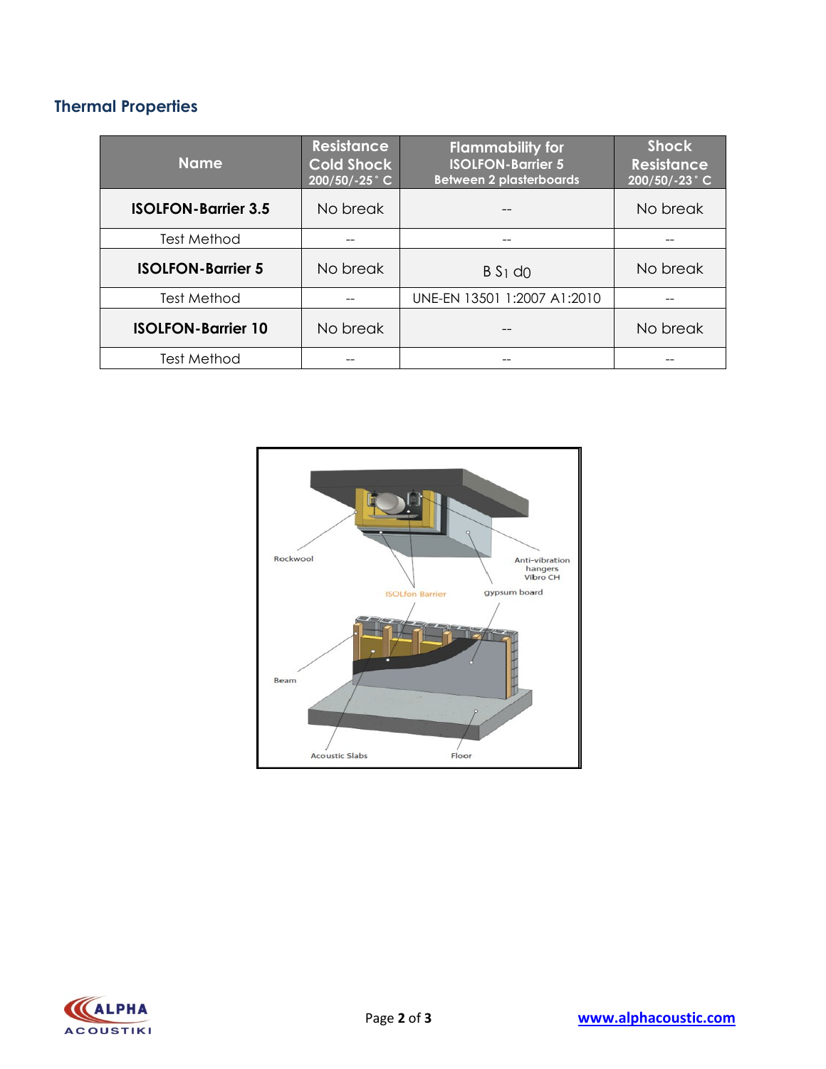## Thermal Properties

| Name | Resistance Cold Shock 200/50/-25 ° C | Flammability for ISOLFON-Barrier 5 Between 2 plasterboards | Shock Resistance 200/50/-23 ° C |
|---|---|---|---|
| **ISOLFON-Barrier 3.5** | No break | -- | No break |
| Test Method | -- | -- | -- |
| **ISOLFON-Barrier 5** | No break | B $S_1$ d0 | No break |
| Test Method | -- | UNE-EN 13501 1:2007 A1:2010 | -- |
| **ISOLFON-Barrier 10** | No break | -- | No break |
| Test Method | -- | -- | -- |

Rockwool

Anti-vibration hangers Vibro CH

ISOLfon Barrier

gypsum board

Beam

Acoustic Slabs

Floor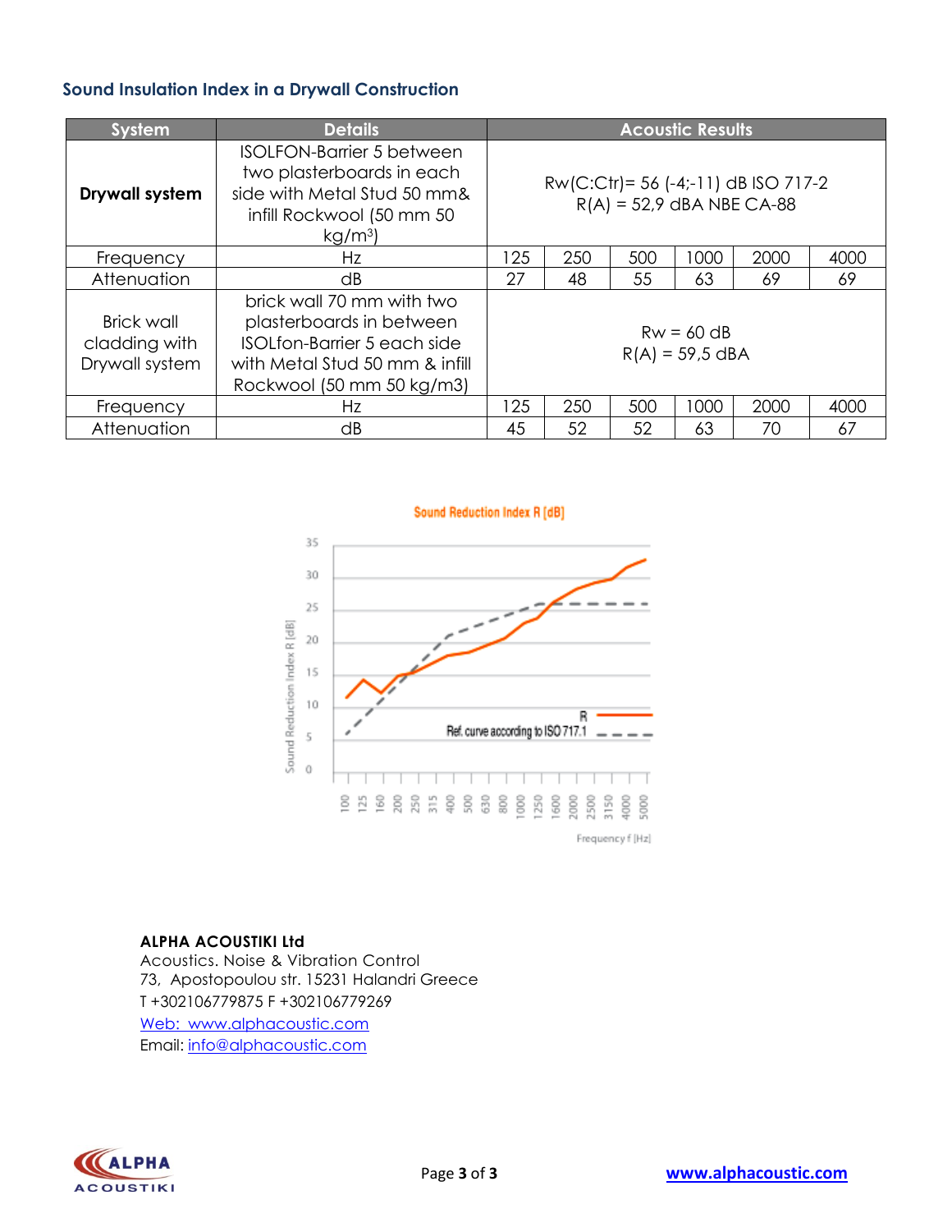## Sound Insulation Index in a Drywall Construction

| System | Details | Acoustic Results | | | | | |
|---|---|---|---|---|---|---|---|
| **Drywall system** | ISOLFON-Barrier 5 between two plasterboards in each side with Metal Stud 50 mm& infill Rockwool (50 mm 50 kg/m³) | Rw(C:Ctr)= 56 (-4;-11) dB ISO 717-2<br>R(A) = 52,9 dBA NBE CA-88 | | | | | |
| Frequency | Hz | 125 | 250 | 500 | 1000 | 2000 | 4000 |
| Attenuation | dB | 27 | 48 | 55 | 63 | 69 | 69 |
| Brick wall cladding with Drywall system | brick wall 70 mm with two plasterboards in between ISOLfon-Barrier 5 each side with Metal Stud 50 mm & infill Rockwool (50 mm 50 kg/m3) | Rw = 60 dB<br>R(A) = 59,5 dBA | | | | | |
| Frequency | Hz | 125 | 250 | 500 | 1000 | 2000 | 4000 |
| Attenuation | dB | 45 | 52 | 52 | 63 | 70 | 67 |

Sound Reduction Index R [dB]

Sound Reduction Index R [dB]

35
30
25
20
15
10
5
0

R

Ref. curve according to ISO 717.1

100 125 160 200 250 315 400 500 630 800 1000 1250 1600 2000 2500 3150 4000 5000

Frequency f [Hz]

**ALPHA ACOUSTIKI Ltd**
Acoustics. Noise & Vibration Control
73, Apostopoulou str. 15231 Halandri Greece
T +302106779875 F +302106779269
Web: www.alphacoustic.com
Email: info@alphacoustic.com